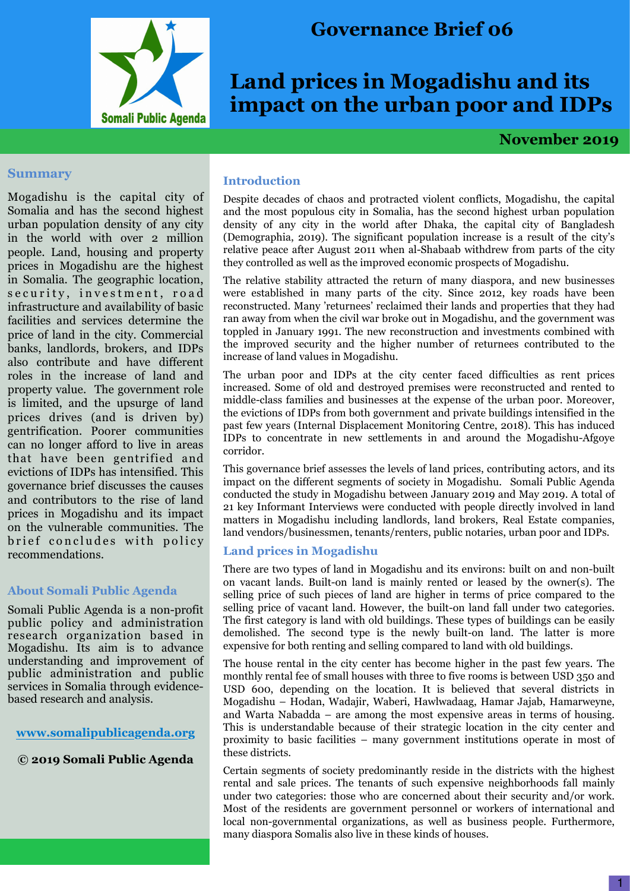# Governance Brief 06

# Land prices in Mogadishu and its impact on the urban poor and IDPs

**November 2019**

## Summary

Mogadishu is the capital city of Somalia and has the second highest urban population density of any city in the world with over 2 million people. Land, housing and property prices in Mogadishu are the highest in Somalia. The geographic location, security, investment, road infrastructure and availability of basic facilities and services determine the price of land in the city. Commercial banks, landlords, brokers, and IDPs also contribute and have different roles in the increase of land and property value. The government role is limited, and the upsurge of land prices drives (and is driven by) gentrification. Poorer communities can no longer afford to live in areas that have been gentrified and evictions of IDPs has intensified. This governance brief discusses the causes and contributors to the rise of land prices in Mogadishu and its impact on the vulnerable communities. The brief concludes with policy recommendations.

## About Somali Public Agenda

Somali Public Agenda is a non-profit public policy and administration research organization based in Mogadishu. Its aim is to advance understanding and improvement of public administration and public services in Somalia through evidence-based research and analysis.

**www.somalipublicagenda.org**

**© 2019 Somali Public Agenda**

## Introduction

Despite decades of chaos and protracted violent conflicts, Mogadishu, the capital and the most populous city in Somalia, has the second highest urban population density of any city in the world after Dhaka, the capital city of Bangladesh (Demographia, 2019). The significant population increase is a result of the city's relative peace after August 2011 when al-Shabaab withdrew from parts of the city they controlled as well as the improved economic prospects of Mogadishu.

The relative stability attracted the return of many diaspora, and new businesses were established in many parts of the city. Since 2012, key roads have been reconstructed. Many 'returnees' reclaimed their lands and properties that they had ran away from when the civil war broke out in Mogadishu, and the government was toppled in January 1991. The new reconstruction and investments combined with the improved security and the higher number of returnees contributed to the increase of land values in Mogadishu.

The urban poor and IDPs at the city center faced difficulties as rent prices increased. Some of old and destroyed premises were reconstructed and rented to middle-class families and businesses at the expense of the urban poor. Moreover, the evictions of IDPs from both government and private buildings intensified in the past few years (Internal Displacement Monitoring Centre, 2018). This has induced IDPs to concentrate in new settlements in and around the Mogadishu-Afgoye corridor.

This governance brief assesses the levels of land prices, contributing actors, and its impact on the different segments of society in Mogadishu. Somali Public Agenda conducted the study in Mogadishu between January 2019 and May 2019. A total of 21 key Informant Interviews were conducted with people directly involved in land matters in Mogadishu including landlords, land brokers, Real Estate companies, land vendors/businessmen, tenants/renters, public notaries, urban poor and IDPs.

## Land prices in Mogadishu

There are two types of land in Mogadishu and its environs: built on and non-built on vacant lands. Built-on land is mainly rented or leased by the owner(s). The selling price of such pieces of land are higher in terms of price compared to the selling price of vacant land. However, the built-on land fall under two categories. The first category is land with old buildings. These types of buildings can be easily demolished. The second type is the newly built-on land. The latter is more expensive for both renting and selling compared to land with old buildings.

The house rental in the city center has become higher in the past few years. The monthly rental fee of small houses with three to five rooms is between USD 350 and USD 600, depending on the location. It is believed that several districts in Mogadishu – Hodan, Wadajir, Waberi, Hawlwadaag, Hamar Jajab, Hamarweyne, and Warta Nabadda – are among the most expensive areas in terms of housing. This is understandable because of their strategic location in the city center and proximity to basic facilities – many government institutions operate in most of these districts.

Certain segments of society predominantly reside in the districts with the highest rental and sale prices. The tenants of such expensive neighborhoods fall mainly under two categories: those who are concerned about their security and/or work. Most of the residents are government personnel or workers of international and local non-governmental organizations, as well as business people. Furthermore, many diaspora Somalis also live in these kinds of houses.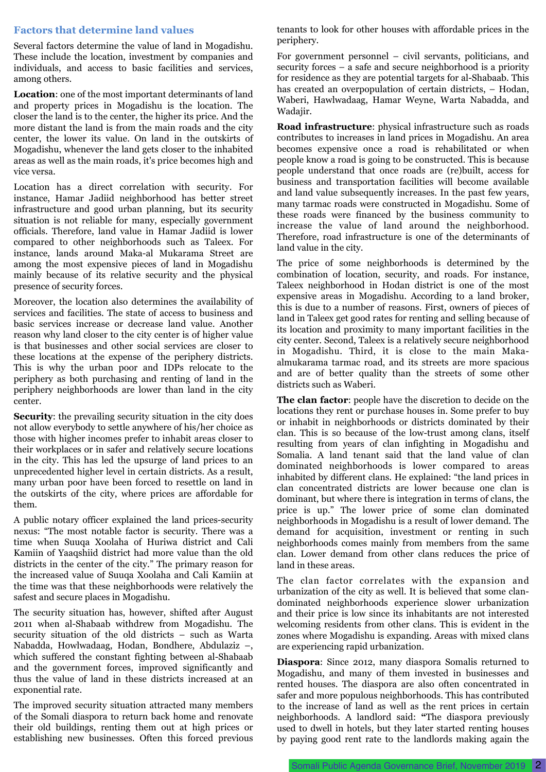## Factors that determine land values

Several factors determine the value of land in Mogadishu. These include the location, investment by companies and individuals, and access to basic facilities and services, among others.

**Location**: one of the most important determinants of land and property prices in Mogadishu is the location. The closer the land is to the center, the higher its price. And the more distant the land is from the main roads and the city center, the lower its value. On land in the outskirts of Mogadishu, whenever the land gets closer to the inhabited areas as well as the main roads, it's price becomes high and vice versa.

Location has a direct correlation with security. For instance, Hamar Jadiid neighborhood has better street infrastructure and good urban planning, but its security situation is not reliable for many, especially government officials. Therefore, land value in Hamar Jadiid is lower compared to other neighborhoods such as Taleex. For instance, lands around Maka-al Mukarama Street are among the most expensive pieces of land in Mogadishu mainly because of its relative security and the physical presence of security forces.

Moreover, the location also determines the availability of services and facilities. The state of access to business and basic services increase or decrease land value. Another reason why land closer to the city center is of higher value is that businesses and other social services are closer to these locations at the expense of the periphery districts. This is why the urban poor and IDPs relocate to the periphery as both purchasing and renting of land in the periphery neighborhoods are lower than land in the city center.

**Security**: the prevailing security situation in the city does not allow everybody to settle anywhere of his/her choice as those with higher incomes prefer to inhabit areas closer to their workplaces or in safer and relatively secure locations in the city. This has led the upsurge of land prices to an unprecedented higher level in certain districts. As a result, many urban poor have been forced to resettle on land in the outskirts of the city, where prices are affordable for them.

A public notary officer explained the land prices-security nexus: "The most notable factor is security. There was a time when Suuqa Xoolaha of Huriwa district and Cali Kamiin of Yaaqshiid district had more value than the old districts in the center of the city." The primary reason for the increased value of Suuqa Xoolaha and Cali Kamiin at the time was that these neighborhoods were relatively the safest and secure places in Mogadishu.

The security situation has, however, shifted after August 2011 when al-Shabaab withdrew from Mogadishu. The security situation of the old districts – such as Warta Nabadda, Howlwadaag, Hodan, Bondhere, Abdulaziz –, which suffered the constant fighting between al-Shabaab and the government forces, improved significantly and thus the value of land in these districts increased at an exponential rate.

The improved security situation attracted many members of the Somali diaspora to return back home and renovate their old buildings, renting them out at high prices or establishing new businesses. Often this forced previous tenants to look for other houses with affordable prices in the periphery.

For government personnel – civil servants, politicians, and security forces – a safe and secure neighborhood is a priority for residence as they are potential targets for al-Shabaab. This has created an overpopulation of certain districts, – Hodan, Waberi, Hawlwadaag, Hamar Weyne, Warta Nabadda, and Wadajir.

**Road infrastructure**: physical infrastructure such as roads contributes to increases in land prices in Mogadishu. An area becomes expensive once a road is rehabilitated or when people know a road is going to be constructed. This is because people understand that once roads are (re)built, access for business and transportation facilities will become available and land value subsequently increases. In the past few years, many tarmac roads were constructed in Mogadishu. Some of these roads were financed by the business community to increase the value of land around the neighborhood. Therefore, road infrastructure is one of the determinants of land value in the city.

The price of some neighborhoods is determined by the combination of location, security, and roads. For instance, Taleex neighborhood in Hodan district is one of the most expensive areas in Mogadishu. According to a land broker, this is due to a number of reasons. First, owners of pieces of land in Taleex get good rates for renting and selling because of its location and proximity to many important facilities in the city center. Second, Taleex is a relatively secure neighborhood in Mogadishu. Third, it is close to the main Maka-almukarama tarmac road, and its streets are more spacious and are of better quality than the streets of some other districts such as Waberi.

**The clan factor**: people have the discretion to decide on the locations they rent or purchase houses in. Some prefer to buy or inhabit in neighborhoods or districts dominated by their clan. This is so because of the low-trust among clans, itself resulting from years of clan infighting in Mogadishu and Somalia. A land tenant said that the land value of clan dominated neighborhoods is lower compared to areas inhabited by different clans. He explained: "the land prices in clan concentrated districts are lower because one clan is dominant, but where there is integration in terms of clans, the price is up." The lower price of some clan dominated neighborhoods in Mogadishu is a result of lower demand. The demand for acquisition, investment or renting in such neighborhoods comes mainly from members from the same clan. Lower demand from other clans reduces the price of land in these areas.

The clan factor correlates with the expansion and urbanization of the city as well. It is believed that some clan-dominated neighborhoods experience slower urbanization and their price is low since its inhabitants are not interested welcoming residents from other clans. This is evident in the zones where Mogadishu is expanding. Areas with mixed clans are experiencing rapid urbanization.

**Diaspora**: Since 2012, many diaspora Somalis returned to Mogadishu, and many of them invested in businesses and rented houses. The diaspora are also often concentrated in safer and more populous neighborhoods. This has contributed to the increase of land as well as the rent prices in certain neighborhoods. A landlord said: "The diaspora previously used to dwell in hotels, but they later started renting houses by paying good rent rate to the landlords making again the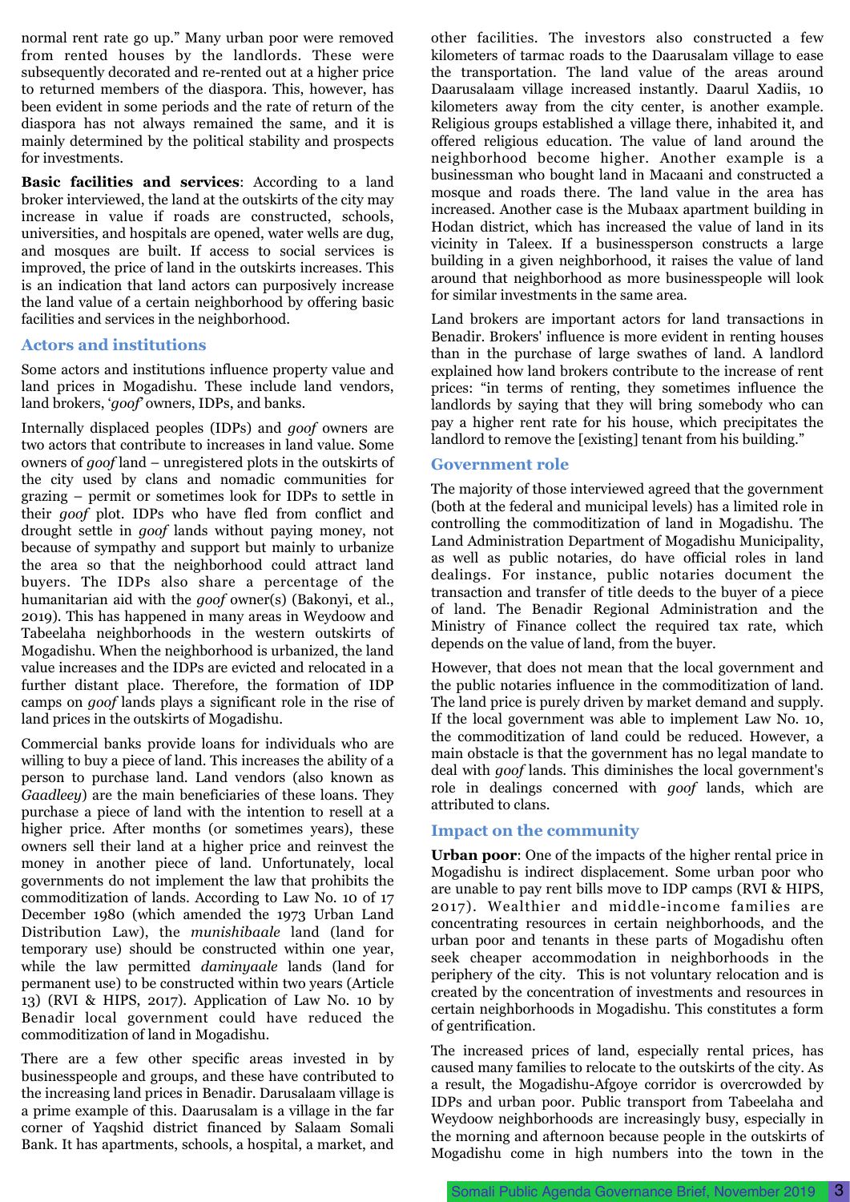normal rent rate go up." Many urban poor were removed from rented houses by the landlords. These were subsequently decorated and re-rented out at a higher price to returned members of the diaspora. This, however, has been evident in some periods and the rate of return of the diaspora has not always remained the same, and it is mainly determined by the political stability and prospects for investments.

**Basic facilities and services**: According to a land broker interviewed, the land at the outskirts of the city may increase in value if roads are constructed, schools, universities, and hospitals are opened, water wells are dug, and mosques are built. If access to social services is improved, the price of land in the outskirts increases. This is an indication that land actors can purposively increase the land value of a certain neighborhood by offering basic facilities and services in the neighborhood.

### Actors and institutions

Some actors and institutions influence property value and land prices in Mogadishu. These include land vendors, land brokers, '*goof*' owners, IDPs, and banks.

Internally displaced peoples (IDPs) and *goof* owners are two actors that contribute to increases in land value. Some owners of *goof* land – unregistered plots in the outskirts of the city used by clans and nomadic communities for grazing – permit or sometimes look for IDPs to settle in their *goof* plot. IDPs who have fled from conflict and drought settle in *goof* lands without paying money, not because of sympathy and support but mainly to urbanize the area so that the neighborhood could attract land buyers. The IDPs also share a percentage of the humanitarian aid with the *goof* owner(s) (Bakonyi, et al., 2019). This has happened in many areas in Weydoow and Tabeelaha neighborhoods in the western outskirts of Mogadishu. When the neighborhood is urbanized, the land value increases and the IDPs are evicted and relocated in a further distant place. Therefore, the formation of IDP camps on *goof* lands plays a significant role in the rise of land prices in the outskirts of Mogadishu.

Commercial banks provide loans for individuals who are willing to buy a piece of land. This increases the ability of a person to purchase land. Land vendors (also known as *Gaadleey*) are the main beneficiaries of these loans. They purchase a piece of land with the intention to resell at a higher price. After months (or sometimes years), these owners sell their land at a higher price and reinvest the money in another piece of land. Unfortunately, local governments do not implement the law that prohibits the commoditization of lands. According to Law No. 10 of 17 December 1980 (which amended the 1973 Urban Land Distribution Law), the *munishibaale* land (land for temporary use) should be constructed within one year, while the law permitted *daminyaale* lands (land for permanent use) to be constructed within two years (Article 13) (RVI & HIPS, 2017). Application of Law No. 10 by Benadir local government could have reduced the commoditization of land in Mogadishu.

There are a few other specific areas invested in by businesspeople and groups, and these have contributed to the increasing land prices in Benadir. Darusalaam village is a prime example of this. Daarusalam is a village in the far corner of Yaqshid district financed by Salaam Somali Bank. It has apartments, schools, a hospital, a market, and other facilities. The investors also constructed a few kilometers of tarmac roads to the Daarusalam village to ease the transportation. The land value of the areas around Daarusalaam village increased instantly. Daarul Xadiis, 10 kilometers away from the city center, is another example. Religious groups established a village there, inhabited it, and offered religious education. The value of land around the neighborhood become higher. Another example is a businessman who bought land in Macaani and constructed a mosque and roads there. The land value in the area has increased. Another case is the Mubaax apartment building in Hodan district, which has increased the value of land in its vicinity in Taleex. If a businessperson constructs a large building in a given neighborhood, it raises the value of land around that neighborhood as more businesspeople will look for similar investments in the same area.

Land brokers are important actors for land transactions in Benadir. Brokers' influence is more evident in renting houses than in the purchase of large swathes of land. A landlord explained how land brokers contribute to the increase of rent prices: "in terms of renting, they sometimes influence the landlords by saying that they will bring somebody who can pay a higher rent rate for his house, which precipitates the landlord to remove the [existing] tenant from his building."

### Government role

The majority of those interviewed agreed that the government (both at the federal and municipal levels) has a limited role in controlling the commoditization of land in Mogadishu. The Land Administration Department of Mogadishu Municipality, as well as public notaries, do have official roles in land dealings. For instance, public notaries document the transaction and transfer of title deeds to the buyer of a piece of land. The Benadir Regional Administration and the Ministry of Finance collect the required tax rate, which depends on the value of land, from the buyer.

However, that does not mean that the local government and the public notaries influence in the commoditization of land. The land price is purely driven by market demand and supply. If the local government was able to implement Law No. 10, the commoditization of land could be reduced. However, a main obstacle is that the government has no legal mandate to deal with *goof* lands. This diminishes the local government's role in dealings concerned with *goof* lands, which are attributed to clans.

### Impact on the community

**Urban poor**: One of the impacts of the higher rental price in Mogadishu is indirect displacement. Some urban poor who are unable to pay rent bills move to IDP camps (RVI & HIPS, 2017). Wealthier and middle-income families are concentrating resources in certain neighborhoods, and the urban poor and tenants in these parts of Mogadishu often seek cheaper accommodation in neighborhoods in the periphery of the city. This is not voluntary relocation and is created by the concentration of investments and resources in certain neighborhoods in Mogadishu. This constitutes a form of gentrification.

The increased prices of land, especially rental prices, has caused many families to relocate to the outskirts of the city. As a result, the Mogadishu-Afgoye corridor is overcrowded by IDPs and urban poor. Public transport from Tabeelaha and Weydoow neighborhoods are increasingly busy, especially in the morning and afternoon because people in the outskirts of Mogadishu come in high numbers into the town in the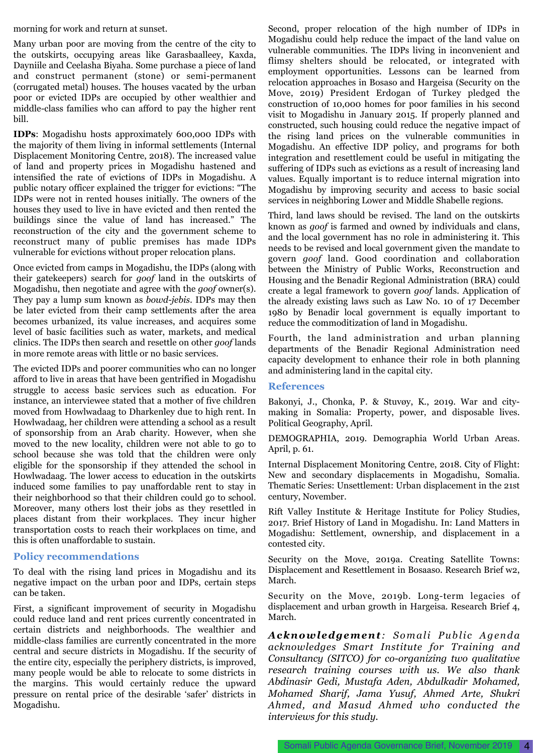morning for work and return at sunset.

Many urban poor are moving from the centre of the city to the outskirts, occupying areas like Garasbaalleey, Kaxda, Dayniile and Ceelasha Biyaha. Some purchase a piece of land and construct permanent (stone) or semi-permanent (corrugated metal) houses. The houses vacated by the urban poor or evicted IDPs are occupied by other wealthier and middle-class families who can afford to pay the higher rent bill.

**IDPs**: Mogadishu hosts approximately 600,000 IDPs with the majority of them living in informal settlements (Internal Displacement Monitoring Centre, 2018). The increased value of land and property prices in Mogadishu hastened and intensified the rate of evictions of IDPs in Mogadishu. A public notary officer explained the trigger for evictions: "The IDPs were not in rented houses initially. The owners of the houses they used to live in have evicted and then rented the buildings since the value of land has increased." The reconstruction of the city and the government scheme to reconstruct many of public premises has made IDPs vulnerable for evictions without proper relocation plans.

Once evicted from camps in Mogadishu, the IDPs (along with their gatekeepers) search for *goof* land in the outskirts of Mogadishu, then negotiate and agree with the *goof* owner(s). They pay a lump sum known as *bowd-jebis*. IDPs may then be later evicted from their camp settlements after the area becomes urbanized, its value increases, and acquires some level of basic facilities such as water, markets, and medical clinics. The IDPs then search and resettle on other *goof* lands in more remote areas with little or no basic services.

The evicted IDPs and poorer communities who can no longer afford to live in areas that have been gentrified in Mogadishu struggle to access basic services such as education. For instance, an interviewee stated that a mother of five children moved from Howlwadaag to Dharkenley due to high rent. In Howlwadaag, her children were attending a school as a result of sponsorship from an Arab charity. However, when she moved to the new locality, children were not able to go to school because she was told that the children were only eligible for the sponsorship if they attended the school in Howlwadaag. The lower access to education in the outskirts induced some families to pay unaffordable rent to stay in their neighborhood so that their children could go to school. Moreover, many others lost their jobs as they resettled in places distant from their workplaces. They incur higher transportation costs to reach their workplaces on time, and this is often unaffordable to sustain.

## Policy recommendations

To deal with the rising land prices in Mogadishu and its negative impact on the urban poor and IDPs, certain steps can be taken.

First, a significant improvement of security in Mogadishu could reduce land and rent prices currently concentrated in certain districts and neighborhoods. The wealthier and middle-class families are currently concentrated in the more central and secure districts in Mogadishu. If the security of the entire city, especially the periphery districts, is improved, many people would be able to relocate to some districts in the margins. This would certainly reduce the upward pressure on rental price of the desirable 'safer' districts in Mogadishu.

Second, proper relocation of the high number of IDPs in Mogadishu could help reduce the impact of the land value on vulnerable communities. The IDPs living in inconvenient and flimsy shelters should be relocated, or integrated with employment opportunities. Lessons can be learned from relocation approaches in Bosaso and Hargeisa (Security on the Move, 2019) President Erdogan of Turkey pledged the construction of 10,000 homes for poor families in his second visit to Mogadishu in January 2015. If properly planned and constructed, such housing could reduce the negative impact of the rising land prices on the vulnerable communities in Mogadishu. An effective IDP policy, and programs for both integration and resettlement could be useful in mitigating the suffering of IDPs such as evictions as a result of increasing land values. Equally important is to reduce internal migration into Mogadishu by improving security and access to basic social services in neighboring Lower and Middle Shabelle regions.

Third, land laws should be revised. The land on the outskirts known as *goof* is farmed and owned by individuals and clans, and the local government has no role in administering it. This needs to be revised and local government given the mandate to govern *goof* land. Good coordination and collaboration between the Ministry of Public Works, Reconstruction and Housing and the Benadir Regional Administration (BRA) could create a legal framework to govern *goof* lands. Application of the already existing laws such as Law No. 10 of 17 December 1980 by Benadir local government is equally important to reduce the commoditization of land in Mogadishu.

Fourth, the land administration and urban planning departments of the Benadir Regional Administration need capacity development to enhance their role in both planning and administering land in the capital city.

## References

Bakonyi, J., Chonka, P. & Stuvøy, K., 2019. War and city-making in Somalia: Property, power, and disposable lives. Political Geography, April.

DEMOGRAPHIA, 2019. Demographia World Urban Areas. April, p. 61.

Internal Displacement Monitoring Centre, 2018. City of Flight: New and secondary displacements in Mogadishu, Somalia. Thematic Series: Unsettlement: Urban displacement in the 21st century, November.

Rift Valley Institute & Heritage Institute for Policy Studies, 2017. Brief History of Land in Mogadishu. In: Land Matters in Mogadishu: Settlement, ownership, and displacement in a contested city.

Security on the Move, 2019a. Creating Satellite Towns: Displacement and Resettlement in Bosaaso. Research Brief w2, March.

Security on the Move, 2019b. Long-term legacies of displacement and urban growth in Hargeisa. Research Brief 4, March.

***Acknowledgement**: Somali Public Agenda acknowledges Smart Institute for Training and Consultancy (SITCO) for co-organizing two qualitative research training courses with us. We also thank Abdinasir Gedi, Mustafa Aden, Abdulkadir Mohamed, Mohamed Sharif, Jama Yusuf, Ahmed Arte, Shukri Ahmed, and Masud Ahmed who conducted the interviews for this study.*